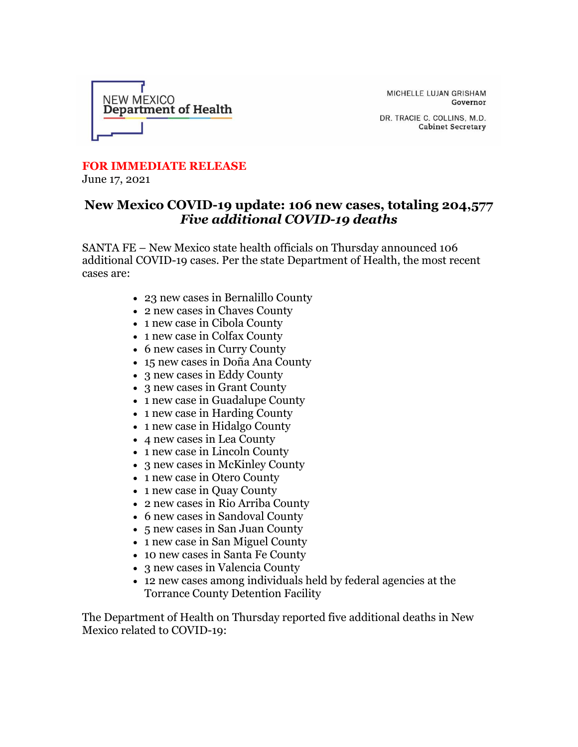NEW MEXICO
Department of Health

MICHELLE LUJAN GRISHAM
Governor

DR. TRACIE C. COLLINS, M.D.
Cabinet Secretary

**FOR IMMEDIATE RELEASE**
June 17, 2021

# New Mexico COVID-19 update: 106 new cases, totaling 204,577
## *Five additional COVID-19 deaths*

SANTA FE – New Mexico state health officials on Thursday announced 106 additional COVID-19 cases. Per the state Department of Health, the most recent cases are:

- 23 new cases in Bernalillo County
- 2 new cases in Chaves County
- 1 new case in Cibola County
- 1 new case in Colfax County
- 6 new cases in Curry County
- 15 new cases in Doña Ana County
- 3 new cases in Eddy County
- 3 new cases in Grant County
- 1 new case in Guadalupe County
- 1 new case in Harding County
- 1 new case in Hidalgo County
- 4 new cases in Lea County
- 1 new case in Lincoln County
- 3 new cases in McKinley County
- 1 new case in Otero County
- 1 new case in Quay County
- 2 new cases in Rio Arriba County
- 6 new cases in Sandoval County
- 5 new cases in San Juan County
- 1 new case in San Miguel County
- 10 new cases in Santa Fe County
- 3 new cases in Valencia County
- 12 new cases among individuals held by federal agencies at the Torrance County Detention Facility

The Department of Health on Thursday reported five additional deaths in New Mexico related to COVID-19: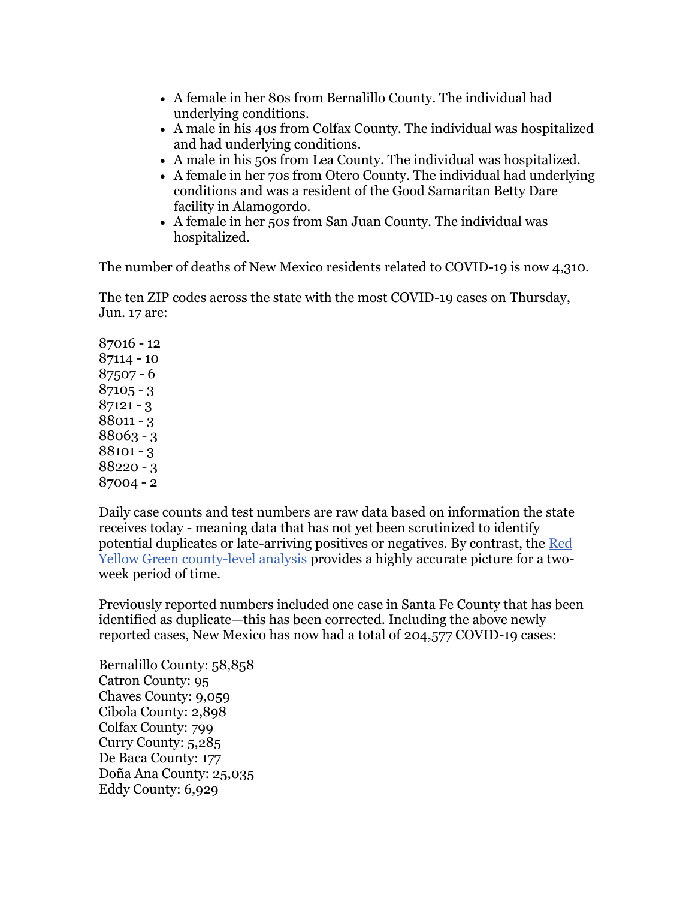- A female in her 80s from Bernalillo County. The individual had underlying conditions.
- A male in his 40s from Colfax County. The individual was hospitalized and had underlying conditions.
- A male in his 50s from Lea County. The individual was hospitalized.
- A female in her 70s from Otero County. The individual had underlying conditions and was a resident of the Good Samaritan Betty Dare facility in Alamogordo.
- A female in her 50s from San Juan County. The individual was hospitalized.

The number of deaths of New Mexico residents related to COVID-19 is now 4,310.

The ten ZIP codes across the state with the most COVID-19 cases on Thursday, Jun. 17 are:

87016 - 12
87114 - 10
87507 - 6
87105 - 3
87121 - 3
88011 - 3
88063 - 3
88101 - 3
88220 - 3
87004 - 2

Daily case counts and test numbers are raw data based on information the state receives today - meaning data that has not yet been scrutinized to identify potential duplicates or late-arriving positives or negatives. By contrast, the Red Yellow Green county-level analysis provides a highly accurate picture for a two-week period of time.

Previously reported numbers included one case in Santa Fe County that has been identified as duplicate—this has been corrected. Including the above newly reported cases, New Mexico has now had a total of 204,577 COVID-19 cases:

Bernalillo County: 58,858
Catron County: 95
Chaves County: 9,059
Cibola County: 2,898
Colfax County: 799
Curry County: 5,285
De Baca County: 177
Doña Ana County: 25,035
Eddy County: 6,929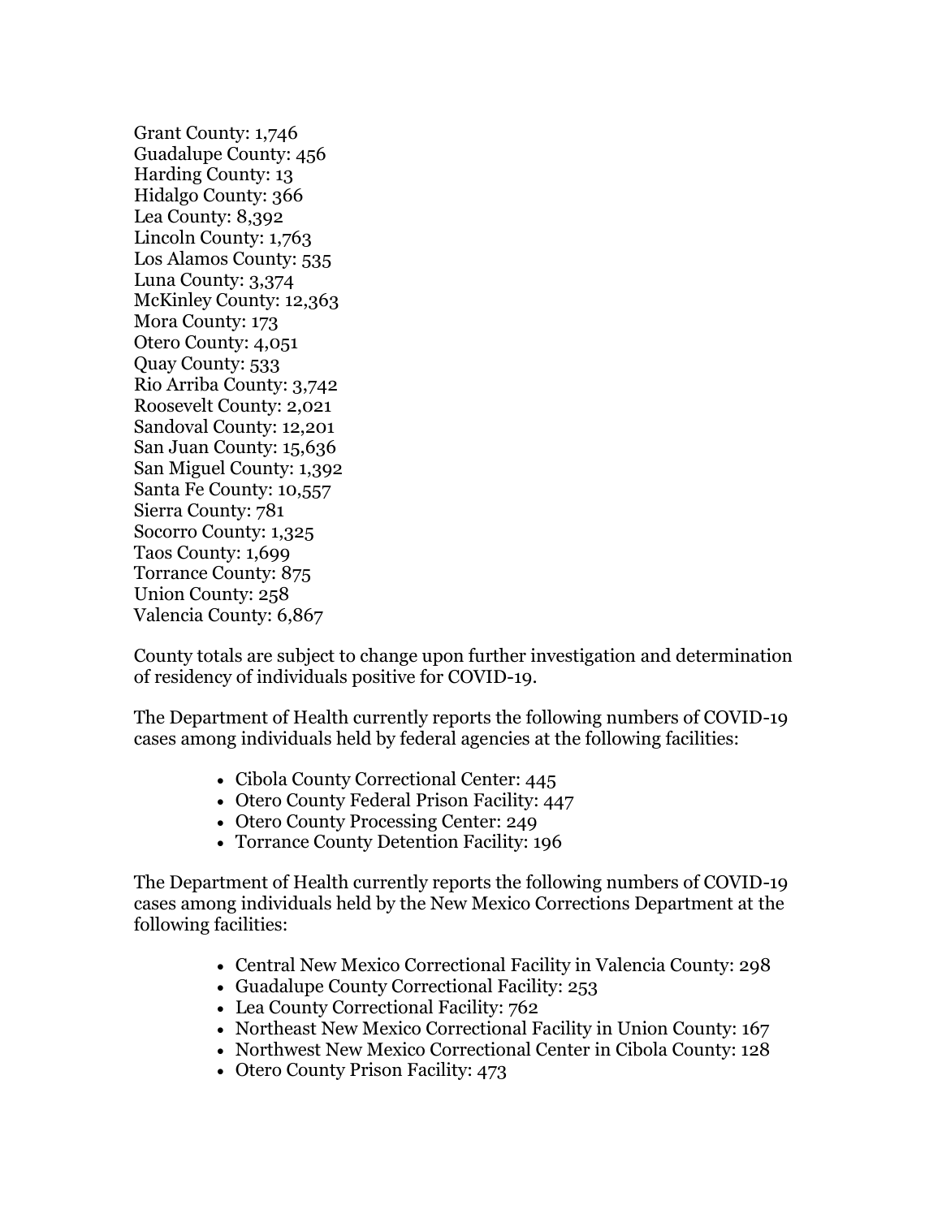Grant County: 1,746
Guadalupe County: 456
Harding County: 13
Hidalgo County: 366
Lea County: 8,392
Lincoln County: 1,763
Los Alamos County: 535
Luna County: 3,374
McKinley County: 12,363
Mora County: 173
Otero County: 4,051
Quay County: 533
Rio Arriba County: 3,742
Roosevelt County: 2,021
Sandoval County: 12,201
San Juan County: 15,636
San Miguel County: 1,392
Santa Fe County: 10,557
Sierra County: 781
Socorro County: 1,325
Taos County: 1,699
Torrance County: 875
Union County: 258
Valencia County: 6,867

County totals are subject to change upon further investigation and determination of residency of individuals positive for COVID-19.

The Department of Health currently reports the following numbers of COVID-19 cases among individuals held by federal agencies at the following facilities:

- Cibola County Correctional Center: 445
- Otero County Federal Prison Facility: 447
- Otero County Processing Center: 249
- Torrance County Detention Facility: 196

The Department of Health currently reports the following numbers of COVID-19 cases among individuals held by the New Mexico Corrections Department at the following facilities:

- Central New Mexico Correctional Facility in Valencia County: 298
- Guadalupe County Correctional Facility: 253
- Lea County Correctional Facility: 762
- Northeast New Mexico Correctional Facility in Union County: 167
- Northwest New Mexico Correctional Center in Cibola County: 128
- Otero County Prison Facility: 473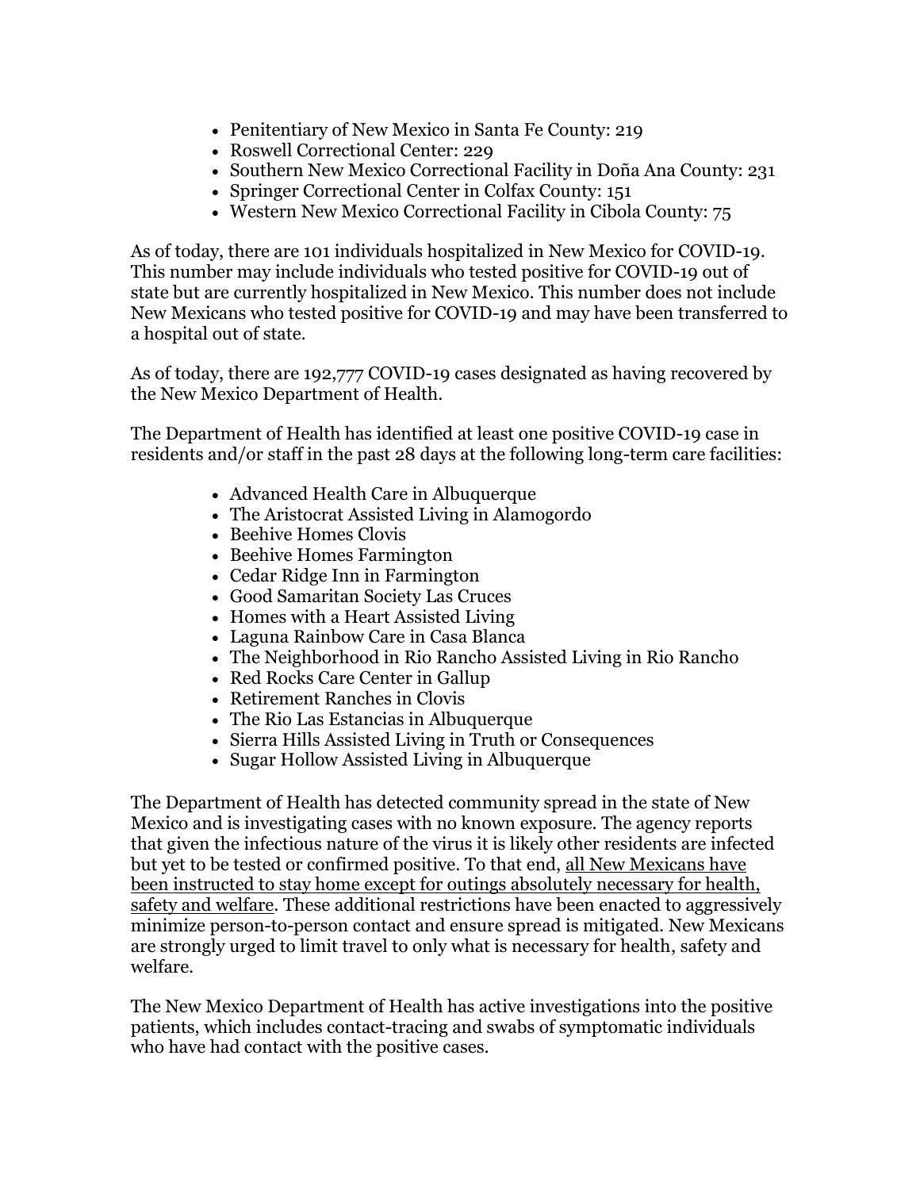- Penitentiary of New Mexico in Santa Fe County: 219
- Roswell Correctional Center: 229
- Southern New Mexico Correctional Facility in Doña Ana County: 231
- Springer Correctional Center in Colfax County: 151
- Western New Mexico Correctional Facility in Cibola County: 75

As of today, there are 101 individuals hospitalized in New Mexico for COVID-19. This number may include individuals who tested positive for COVID-19 out of state but are currently hospitalized in New Mexico. This number does not include New Mexicans who tested positive for COVID-19 and may have been transferred to a hospital out of state.

As of today, there are 192,777 COVID-19 cases designated as having recovered by the New Mexico Department of Health.

The Department of Health has identified at least one positive COVID-19 case in residents and/or staff in the past 28 days at the following long-term care facilities:

- Advanced Health Care in Albuquerque
- The Aristocrat Assisted Living in Alamogordo
- Beehive Homes Clovis
- Beehive Homes Farmington
- Cedar Ridge Inn in Farmington
- Good Samaritan Society Las Cruces
- Homes with a Heart Assisted Living
- Laguna Rainbow Care in Casa Blanca
- The Neighborhood in Rio Rancho Assisted Living in Rio Rancho
- Red Rocks Care Center in Gallup
- Retirement Ranches in Clovis
- The Rio Las Estancias in Albuquerque
- Sierra Hills Assisted Living in Truth or Consequences
- Sugar Hollow Assisted Living in Albuquerque

The Department of Health has detected community spread in the state of New Mexico and is investigating cases with no known exposure. The agency reports that given the infectious nature of the virus it is likely other residents are infected but yet to be tested or confirmed positive. To that end, all New Mexicans have been instructed to stay home except for outings absolutely necessary for health, safety and welfare. These additional restrictions have been enacted to aggressively minimize person-to-person contact and ensure spread is mitigated. New Mexicans are strongly urged to limit travel to only what is necessary for health, safety and welfare.

The New Mexico Department of Health has active investigations into the positive patients, which includes contact-tracing and swabs of symptomatic individuals who have had contact with the positive cases.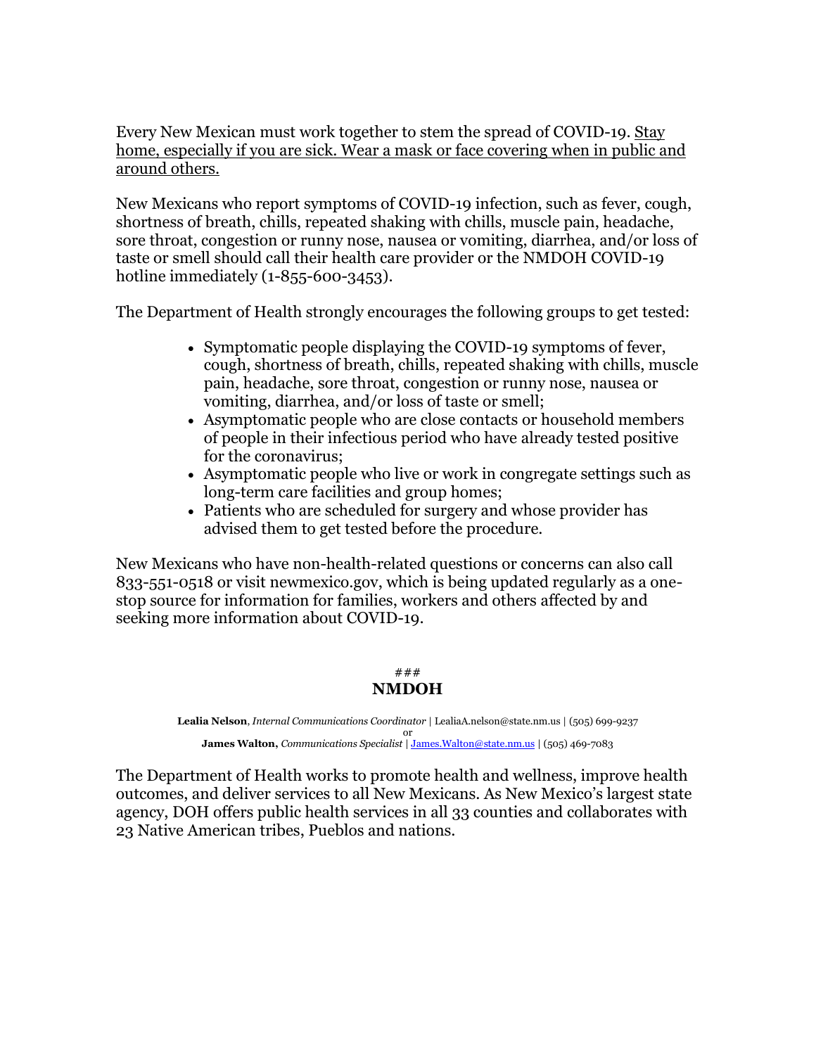Every New Mexican must work together to stem the spread of COVID-19. Stay home, especially if you are sick. Wear a mask or face covering when in public and around others.

New Mexicans who report symptoms of COVID-19 infection, such as fever, cough, shortness of breath, chills, repeated shaking with chills, muscle pain, headache, sore throat, congestion or runny nose, nausea or vomiting, diarrhea, and/or loss of taste or smell should call their health care provider or the NMDOH COVID-19 hotline immediately (1-855-600-3453).

The Department of Health strongly encourages the following groups to get tested:

- Symptomatic people displaying the COVID-19 symptoms of fever, cough, shortness of breath, chills, repeated shaking with chills, muscle pain, headache, sore throat, congestion or runny nose, nausea or vomiting, diarrhea, and/or loss of taste or smell;
- Asymptomatic people who are close contacts or household members of people in their infectious period who have already tested positive for the coronavirus;
- Asymptomatic people who live or work in congregate settings such as long-term care facilities and group homes;
- Patients who are scheduled for surgery and whose provider has advised them to get tested before the procedure.

New Mexicans who have non-health-related questions or concerns can also call 833-551-0518 or visit newmexico.gov, which is being updated regularly as a one-stop source for information for families, workers and others affected by and seeking more information about COVID-19.

###

**NMDOH**

**Lealia Nelson**, *Internal Communications Coordinator* | LealiaA.nelson@state.nm.us | (505) 699-9237
or
**James Walton,** *Communications Specialist* | James.Walton@state.nm.us | (505) 469-7083

The Department of Health works to promote health and wellness, improve health outcomes, and deliver services to all New Mexicans. As New Mexico's largest state agency, DOH offers public health services in all 33 counties and collaborates with 23 Native American tribes, Pueblos and nations.